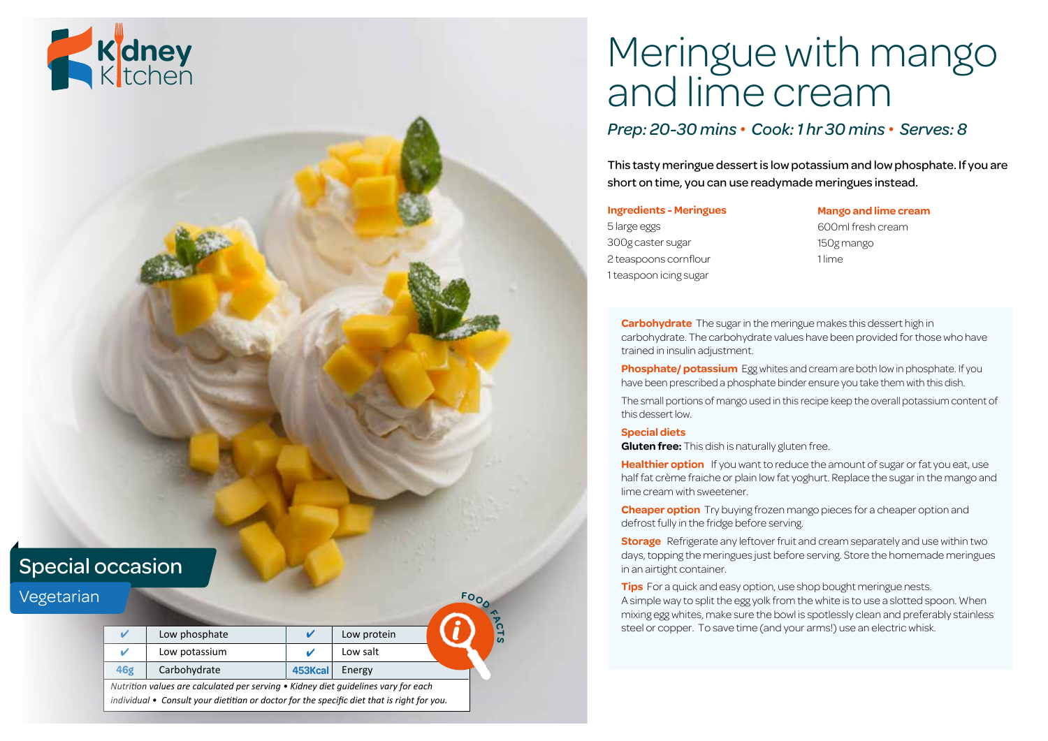Kidney Kitchen

# Meringue with mango and lime cream

*Prep: 20-30 mins • Cook: 1 hr 30 mins • Serves: 8*

This tasty meringue dessert is low potassium and low phosphate. If you are short on time, you can use readymade meringues instead.

### Ingredients - Meringues

5 large eggs
300g caster sugar
2 teaspoons cornflour
1 teaspoon icing sugar

### Mango and lime cream

600ml fresh cream
150g mango
1 lime

**Carbohydrate** The sugar in the meringue makes this dessert high in carbohydrate. The carbohydrate values have been provided for those who have trained in insulin adjustment.

**Phosphate/ potassium** Egg whites and cream are both low in phosphate. If you have been prescribed a phosphate binder ensure you take them with this dish.

The small portions of mango used in this recipe keep the overall potassium content of this dessert low.

**Special diets**
**Gluten free:** This dish is naturally gluten free.

**Healthier option** If you want to reduce the amount of sugar or fat you eat, use half fat crème fraiche or plain low fat yoghurt. Replace the sugar in the mango and lime cream with sweetener.

**Cheaper option** Try buying frozen mango pieces for a cheaper option and defrost fully in the fridge before serving.

**Storage** Refrigerate any leftover fruit and cream separately and use within two days, topping the meringues just before serving. Store the homemade meringues in an airtight container.

**Tips** For a quick and easy option, use shop bought meringue nests.
A simple way to split the egg yolk from the white is to use a slotted spoon. When mixing egg whites, make sure the bowl is spotlessly clean and preferably stainless steel or copper. To save time (and your arms!) use an electric whisk.

Special occasion

Vegetarian

FOOD FACTS

| | | | |
|---|---|---|---|
| ✔ | Low phosphate | ✔ | Low protein |
| ✔ | Low potassium | ✔ | Low salt |
| 46g | Carbohydrate | 453Kcal | Energy |

*Nutrition values are calculated per serving • Kidney diet guidelines vary for each individual • Consult your dietitian or doctor for the specific diet that is right for you.*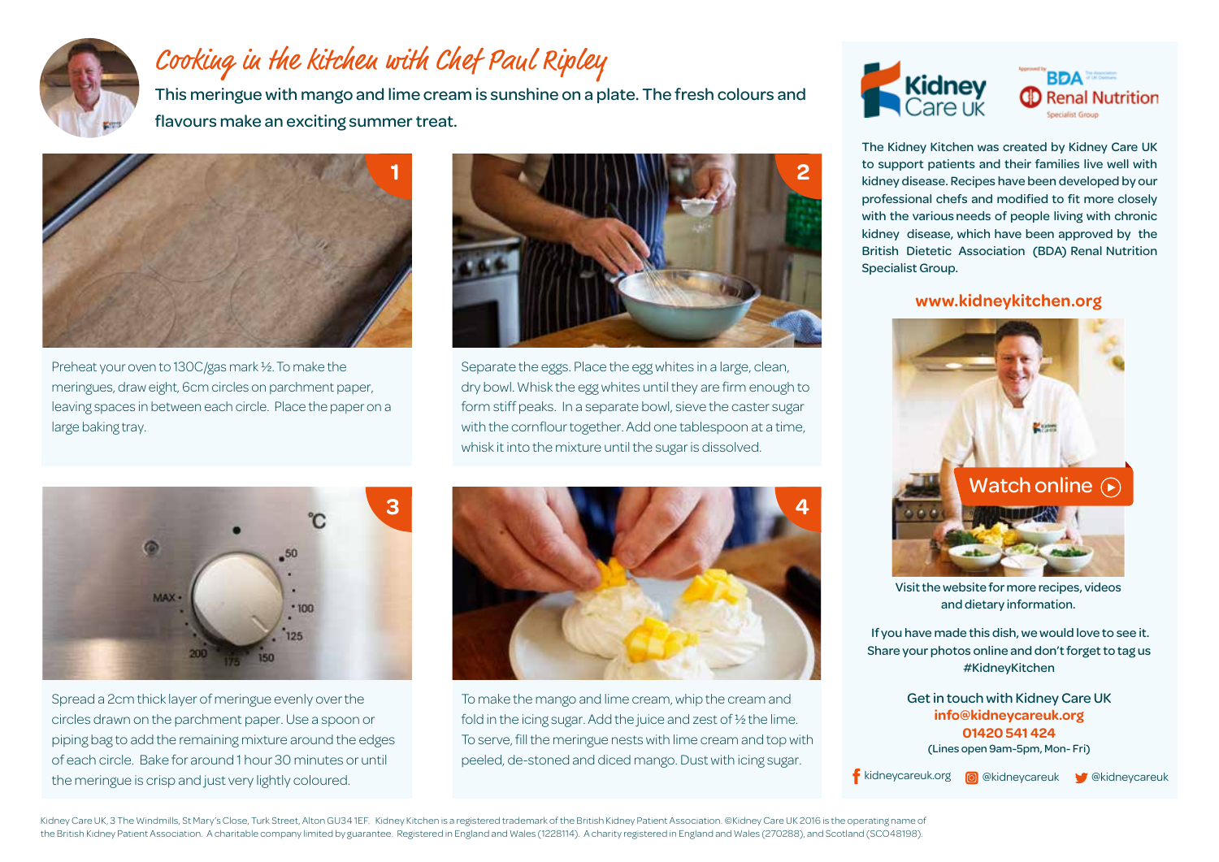# Cooking in the kitchen with Chef Paul Ripley

This meringue with mango and lime cream is sunshine on a plate. The fresh colours and flavours make an exciting summer treat.

**1**

Preheat your oven to 130C/gas mark ½. To make the meringues, draw eight, 6cm circles on parchment paper, leaving spaces in between each circle. Place the paper on a large baking tray.

**2**

Separate the eggs. Place the egg whites in a large, clean, dry bowl. Whisk the egg whites until they are firm enough to form stiff peaks. In a separate bowl, sieve the caster sugar with the cornflour together. Add one tablespoon at a time, whisk it into the mixture until the sugar is dissolved.

**3**

Spread a 2cm thick layer of meringue evenly over the circles drawn on the parchment paper. Use a spoon or piping bag to add the remaining mixture around the edges of each circle. Bake for around 1 hour 30 minutes or until the meringue is crisp and just very lightly coloured.

**4**

To make the mango and lime cream, whip the cream and fold in the icing sugar. Add the juice and zest of ½ the lime. To serve, fill the meringue nests with lime cream and top with peeled, de-stoned and diced mango. Dust with icing sugar.

Kidney Care UK

Approved by BDA The Association of UK Dietitians Renal Nutrition Specialist Group

The Kidney Kitchen was created by Kidney Care UK to support patients and their families live well with kidney disease. Recipes have been developed by our professional chefs and modified to fit more closely with the various needs of people living with chronic kidney disease, which have been approved by the British Dietetic Association (BDA) Renal Nutrition Specialist Group.

**www.kidneykitchen.org**

Watch online

Visit the website for more recipes, videos and dietary information.

If you have made this dish, we would love to see it. Share your photos online and don't forget to tag us #KidneyKitchen

Get in touch with Kidney Care UK
**info@kidneycareuk.org**
**01420 541 424**
(Lines open 9am-5pm, Mon- Fri)

kidneycareuk.org @kidneycareuk @kidneycareuk

Kidney Care UK, 3 The Windmills, St Mary's Close, Turk Street, Alton GU34 1EF. Kidney Kitchen is a registered trademark of the British Kidney Patient Association. ©Kidney Care UK 2016 is the operating name of the British Kidney Patient Association. A charitable company limited by guarantee. Registered in England and Wales (1228114). A charity registered in England and Wales (270288), and Scotland (SCO48198).